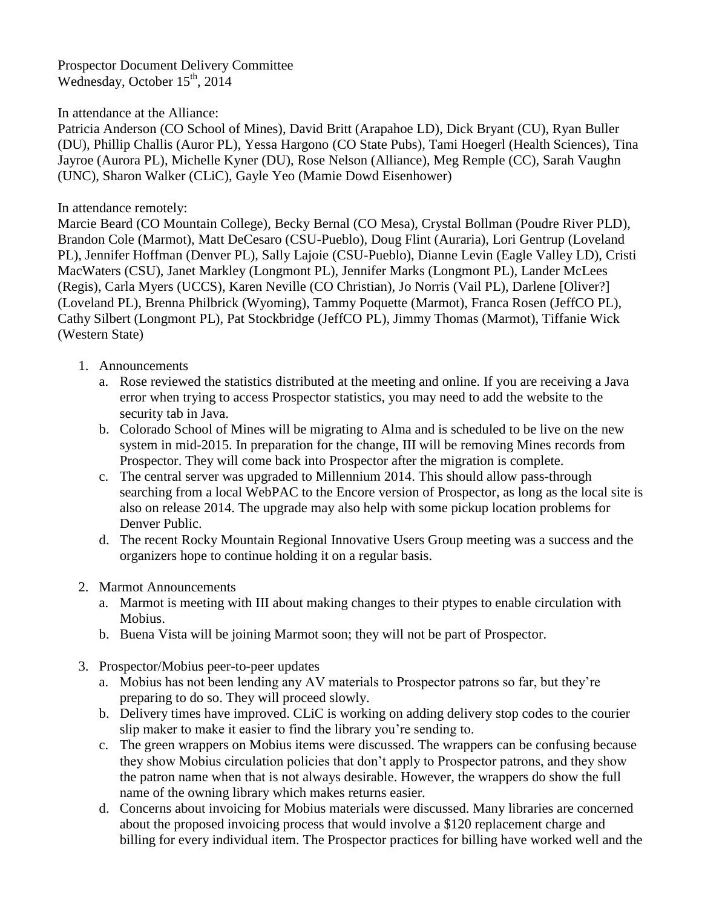Prospector Document Delivery Committee
Wednesday, October 15th, 2014

In attendance at the Alliance:
Patricia Anderson (CO School of Mines), David Britt (Arapahoe LD), Dick Bryant (CU), Ryan Buller (DU), Phillip Challis (Auror PL), Yessa Hargono (CO State Pubs), Tami Hoegerl (Health Sciences), Tina Jayroe (Aurora PL), Michelle Kyner (DU), Rose Nelson (Alliance), Meg Remple (CC), Sarah Vaughn (UNC), Sharon Walker (CLiC), Gayle Yeo (Mamie Dowd Eisenhower)

In attendance remotely:
Marcie Beard (CO Mountain College), Becky Bernal (CO Mesa), Crystal Bollman (Poudre River PLD), Brandon Cole (Marmot), Matt DeCesaro (CSU-Pueblo), Doug Flint (Auraria), Lori Gentrup (Loveland PL), Jennifer Hoffman (Denver PL), Sally Lajoie (CSU-Pueblo), Dianne Levin (Eagle Valley LD), Cristi MacWaters (CSU), Janet Markley (Longmont PL), Jennifer Marks (Longmont PL), Lander McLees (Regis), Carla Myers (UCCS), Karen Neville (CO Christian), Jo Norris (Vail PL), Darlene [Oliver?] (Loveland PL), Brenna Philbrick (Wyoming), Tammy Poquette (Marmot), Franca Rosen (JeffCO PL), Cathy Silbert (Longmont PL), Pat Stockbridge (JeffCO PL), Jimmy Thomas (Marmot), Tiffanie Wick (Western State)

1. Announcements
   a. Rose reviewed the statistics distributed at the meeting and online. If you are receiving a Java error when trying to access Prospector statistics, you may need to add the website to the security tab in Java.
   b. Colorado School of Mines will be migrating to Alma and is scheduled to be live on the new system in mid-2015. In preparation for the change, III will be removing Mines records from Prospector. They will come back into Prospector after the migration is complete.
   c. The central server was upgraded to Millennium 2014. This should allow pass-through searching from a local WebPAC to the Encore version of Prospector, as long as the local site is also on release 2014. The upgrade may also help with some pickup location problems for Denver Public.
   d. The recent Rocky Mountain Regional Innovative Users Group meeting was a success and the organizers hope to continue holding it on a regular basis.

2. Marmot Announcements
   a. Marmot is meeting with III about making changes to their ptypes to enable circulation with Mobius.
   b. Buena Vista will be joining Marmot soon; they will not be part of Prospector.

3. Prospector/Mobius peer-to-peer updates
   a. Mobius has not been lending any AV materials to Prospector patrons so far, but they're preparing to do so. They will proceed slowly.
   b. Delivery times have improved. CLiC is working on adding delivery stop codes to the courier slip maker to make it easier to find the library you're sending to.
   c. The green wrappers on Mobius items were discussed. The wrappers can be confusing because they show Mobius circulation policies that don't apply to Prospector patrons, and they show the patron name when that is not always desirable. However, the wrappers do show the full name of the owning library which makes returns easier.
   d. Concerns about invoicing for Mobius materials were discussed. Many libraries are concerned about the proposed invoicing process that would involve a $120 replacement charge and billing for every individual item. The Prospector practices for billing have worked well and the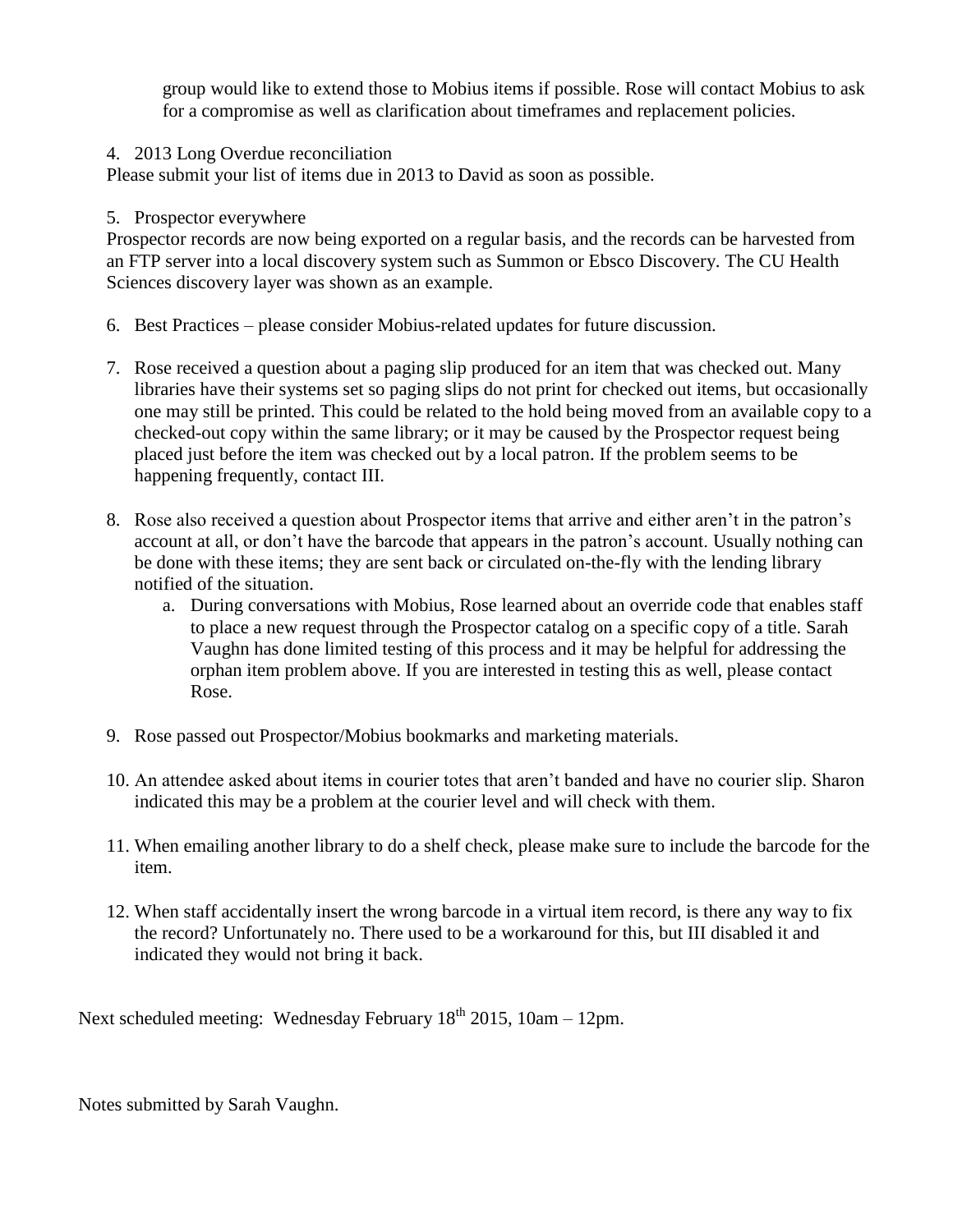group would like to extend those to Mobius items if possible. Rose will contact Mobius to ask for a compromise as well as clarification about timeframes and replacement policies.

4. 2013 Long Overdue reconciliation

Please submit your list of items due in 2013 to David as soon as possible.

5. Prospector everywhere

Prospector records are now being exported on a regular basis, and the records can be harvested from an FTP server into a local discovery system such as Summon or Ebsco Discovery. The CU Health Sciences discovery layer was shown as an example.

6. Best Practices – please consider Mobius-related updates for future discussion.

7. Rose received a question about a paging slip produced for an item that was checked out. Many libraries have their systems set so paging slips do not print for checked out items, but occasionally one may still be printed. This could be related to the hold being moved from an available copy to a checked-out copy within the same library; or it may be caused by the Prospector request being placed just before the item was checked out by a local patron. If the problem seems to be happening frequently, contact III.

8. Rose also received a question about Prospector items that arrive and either aren't in the patron's account at all, or don't have the barcode that appears in the patron's account. Usually nothing can be done with these items; they are sent back or circulated on-the-fly with the lending library notified of the situation.
   a. During conversations with Mobius, Rose learned about an override code that enables staff to place a new request through the Prospector catalog on a specific copy of a title. Sarah Vaughn has done limited testing of this process and it may be helpful for addressing the orphan item problem above. If you are interested in testing this as well, please contact Rose.

9. Rose passed out Prospector/Mobius bookmarks and marketing materials.

10. An attendee asked about items in courier totes that aren't banded and have no courier slip. Sharon indicated this may be a problem at the courier level and will check with them.

11. When emailing another library to do a shelf check, please make sure to include the barcode for the item.

12. When staff accidentally insert the wrong barcode in a virtual item record, is there any way to fix the record? Unfortunately no. There used to be a workaround for this, but III disabled it and indicated they would not bring it back.

Next scheduled meeting: Wednesday February 18th 2015, 10am – 12pm.

Notes submitted by Sarah Vaughn.